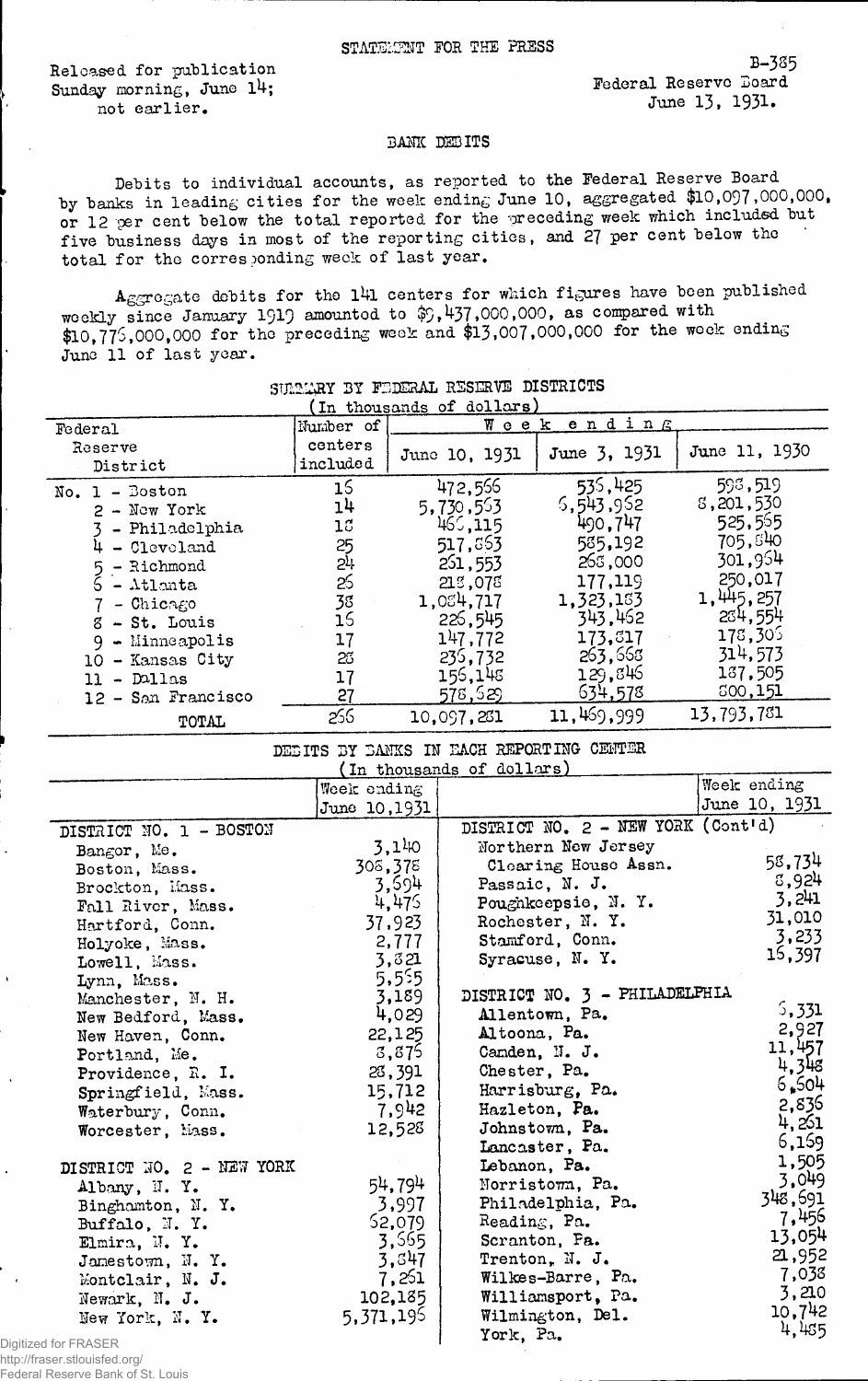STATEMENT FOR THE PRESS

Released for publication Sunday morning, June 14; not earlier.

B-385
Federal Reserve Board
June 13, 1931.

## BANK DEBITS

Debits to individual accounts, as reported to the Federal Reserve Board by banks in leading cities for the week ending June 10, aggregated $10,097,000,000, or 12 per cent below the total reported for the preceding week which included but five business days in most of the reporting cities, and 27 per cent below the total for the corresponding week of last year.

Aggregate debits for the 141 centers for which figures have been published weekly since January 1919 amounted to $9,437,000,000, as compared with $10,776,000,000 for the preceding week and $13,007,000,000 for the week ending June 11 of last year.

### SUMMARY BY FEDERAL RESERVE DISTRICTS
(In thousands of dollars)

| Federal Reserve District | Number of centers included | Week ending June 10, 1931 | Week ending June 3, 1931 | Week ending June 11, 1930 |
|---|---|---|---|---|
| No. 1 - Boston | 16 | 472,566 | 536,425 | 598,519 |
| 2 - New York | 14 | 5,730,563 | 6,543,962 | 8,201,530 |
| 3 - Philadelphia | 18 | 466,115 | 490,747 | 525,565 |
| 4 - Cleveland | 25 | 517,863 | 585,192 | 705,840 |
| 5 - Richmond | 24 | 261,553 | 268,000 | 301,964 |
| 6 - Atlanta | 26 | 218,078 | 177,119 | 250,017 |
| 7 - Chicago | 38 | 1,084,717 | 1,323,183 | 1,445,257 |
| 8 - St. Louis | 16 | 226,545 | 343,462 | 284,554 |
| 9 - Minneapolis | 17 | 147,772 | 173,817 | 178,306 |
| 10 - Kansas City | 28 | 236,732 | 263,668 | 314,573 |
| 11 - Dallas | 17 | 156,148 | 129,846 | 187,505 |
| 12 - San Francisco | 27 | 578,629 | 634,578 | 800,151 |
| TOTAL | 266 | 10,097,281 | 11,469,999 | 13,793,781 |

### DEBITS BY BANKS IN EACH REPORTING CENTER
(In thousands of dollars)

| | Week ending June 10, 1931 | | Week ending June 10, 1931 |
|---|---|---|---|
| **DISTRICT NO. 1 - BOSTON** | | **DISTRICT NO. 2 - NEW YORK (Cont'd)** | |
| Bangor, Me. | 3,140 | Northern New Jersey Clearing House Assn. | 58,734 |
| Boston, Mass. | 308,378 | Passaic, N. J. | 8,924 |
| Brockton, Mass. | 3,694 | Poughkeepsie, N. Y. | 3,241 |
| Fall River, Mass. | 4,476 | Rochester, N. Y. | 31,010 |
| Hartford, Conn. | 37,923 | Stamford, Conn. | 3,233 |
| Holyoke, Mass. | 2,777 | Syracuse, N. Y. | 16,397 |
| Lowell, Mass. | 3,821 | | |
| Lynn, Mass. | 5,565 | **DISTRICT NO. 3 - PHILADELPHIA** | |
| Manchester, N. H. | 3,189 | Allentown, Pa. | 6,331 |
| New Bedford, Mass. | 4,029 | Altoona, Pa. | 2,927 |
| New Haven, Conn. | 22,125 | Camden, N. J. | 11,457 |
| Portland, Me. | 8,876 | Chester, Pa. | 4,348 |
| Providence, R. I. | 28,391 | Harrisburg, Pa. | 6,504 |
| Springfield, Mass. | 15,712 | Hazleton, Pa. | 2,836 |
| Waterbury, Conn. | 7,942 | Johnstown, Pa. | 4,261 |
| Worcester, Mass. | 12,528 | Lancaster, Pa. | 6,169 |
| | | Lebanon, Pa. | 1,505 |
| **DISTRICT NO. 2 - NEW YORK** | | Norristown, Pa. | 3,049 |
| Albany, N. Y. | 54,794 | Philadelphia, Pa. | 348,691 |
| Binghamton, N. Y. | 3,997 | Reading, Pa. | 7,456 |
| Buffalo, N. Y. | 62,079 | Scranton, Pa. | 13,054 |
| Elmira, N. Y. | 3,665 | Trenton, N. J. | 21,952 |
| Jamestown, N. Y. | 3,847 | Wilkes-Barre, Pa. | 7,038 |
| Montclair, N. J. | 7,261 | Williamsport, Pa. | 3,210 |
| Newark, N. J. | 102,185 | Wilmington, Del. | 10,742 |
| New York, N. Y. | 5,371,196 | York, Pa. | 4,485 |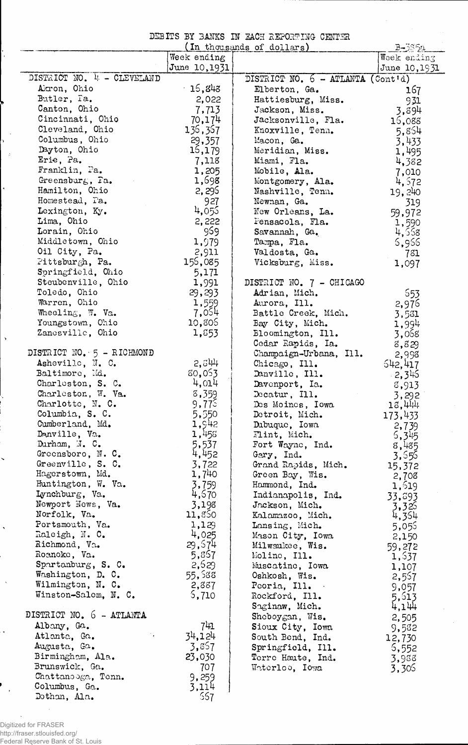DEBITS BY BANKS IN EACH REPORTING CENTER

(In thousands of dollars)

B-585a

| | Week ending June 10,1931 | | Week ending June 10,1931 |
|---|---|---|---|
| DISTRICT NO. 4 - CLEVELAND | | DISTRICT NO. 6 - ATLANTA (Cont'd) | |
| Akron, Ohio | 16,848 | Elberton, Ga. | 167 |
| Butler, Pa. | 2,022 | Hattiesburg, Miss. | 931 |
| Canton, Ohio | 7,713 | Jackson, Miss. | 3,894 |
| Cincinnati, Ohio | 70,174 | Jacksonville, Fla. | 16,088 |
| Cleveland, Ohio | 136,367 | Knoxville, Tenn. | 5,854 |
| Columbus, Ohio | 29,357 | Macon, Ga. | 3,433 |
| Dayton, Ohio | 16,179 | Meridian, Miss. | 1,495 |
| Erie, Pa. | 7,118 | Miami, Fla. | 4,382 |
| Franklin, Pa. | 1,205 | Mobile, Ala. | 7,010 |
| Greensburg, Pa. | 1,698 | Montgomery, Ala. | 4,672 |
| Hamilton, Ohio | 2,296 | Nashville, Tenn. | 19,240 |
| Homestead, Pa. | 927 | Newnan, Ga. | 319 |
| Lexington, Ky. | 4,056 | New Orleans, La. | 59,972 |
| Lima, Ohio | 2,222 | Pensacola, Fla. | 1,590 |
| Lorain, Ohio | 969 | Savannah, Ga. | 4,668 |
| Middletown, Ohio | 1,979 | Tampa, Fla. | 6,966 |
| Oil City, Pa. | 2,911 | Valdosta, Ga. | 781 |
| Pittsburgh, Pa. | 156,085 | Vicksburg, Miss. | 1,097 |
| Springfield, Ohio | 5,171 | | |
| Steubenville, Ohio | 1,991 | DISTRICT NO. 7 - CHICAGO | |
| Toledo, Ohio | 29,293 | Adrian, Mich. | 653 |
| Warren, Ohio | 1,559 | Aurora, Ill. | 2,976 |
| Wheeling, W. Va. | 7,054 | Battle Creek, Mich. | 3,581 |
| Youngstown, Ohio | 10,806 | Bay City, Mich. | 1,994 |
| Zanesville, Ohio | 1,853 | Bloomington, Ill. | 3,068 |
| | | Cedar Rapids, Ia. | 8,829 |
| DISTRICT NO. 5 - RICHMOND | | Champaign-Urbana, Ill. | 2,998 |
| Asheville, N. C. | 2,844 | Chicago, Ill. | 642,417 |
| Baltimore, Md. | 80,063 | Danville, Ill. | 2,346 |
| Charleston, S. C. | 4,014 | Davenport, Ia. | 8,913 |
| Charleston, W. Va. | 8,359 | Decatur, Ill. | 3,292 |
| Charlotte, N. C. | 9,776 | Des Moines, Iowa | 18,444 |
| Columbia, S. C. | 5,550 | Detroit, Mich. | 173,433 |
| Cumberland, Md. | 1,942 | Dubuque, Iowa | 2,739 |
| Danville, Va. | 1,458 | Flint, Mich. | 6,345 |
| Durham, N. C. | 5,537 | Fort Wayne, Ind. | 8,485 |
| Greensboro, N. C. | 4,452 | Gary, Ind. | 3,656 |
| Greenville, S. C. | 3,722 | Grand Rapids, Mich. | 15,372 |
| Hagerstown, Md. | 1,740 | Green Bay, Wis. | 2,708 |
| Huntington, W. Va. | 3,759 | Hammond, Ind. | 1,619 |
| Lynchburg, Va. | 4,670 | Indianapolis, Ind. | 33,893 |
| Newport News, Va. | 3,198 | Jackson, Mich. | 3,326 |
| Norfolk, Va. | 11,860 | Kalamazoo, Mich. | 4,364 |
| Portsmouth, Va. | 1,129 | Lansing, Mich. | 5,056 |
| Raleigh, N. C. | 4,025 | Mason City, Iowa | 2,150 |
| Richmond, Va. | 29,674 | Milwaukee, Wis. | 59,272 |
| Roanoke, Va. | 5,867 | Moline, Ill. | 1,637 |
| Spartanburg, S. C. | 2,629 | Muscatine, Iowa | 1,107 |
| Washington, D. C. | 55,688 | Oshkosh, Wis. | 2,567 |
| Wilmington, N. C. | 2,887 | Peoria, Ill. | 9,057 |
| Winston-Salem, N. C. | 6,710 | Rockford, Ill. | 5,613 |
| | | Saginaw, Mich. | 4,144 |
| DISTRICT NO. 6 - ATLANTA | | Sheboygan, Wis. | 2,505 |
| Albany, Ga. | 741 | Sioux City, Iowa | 9,582 |
| Atlanta, Ga. | 34,124 | South Bend, Ind. | 12,730 |
| Augusta, Ga. | 3,867 | Springfield, Ill. | 6,552 |
| Birmingham, Ala. | 23,030 | Terre Haute, Ind. | 3,988 |
| Brunswick, Ga. | 707 | Waterloo, Iowa | 3,306 |
| Chattanooga, Tenn. | 9,259 | | |
| Columbus, Ga. | 3,114 | | |
| Dothan, Ala. | 667 | | |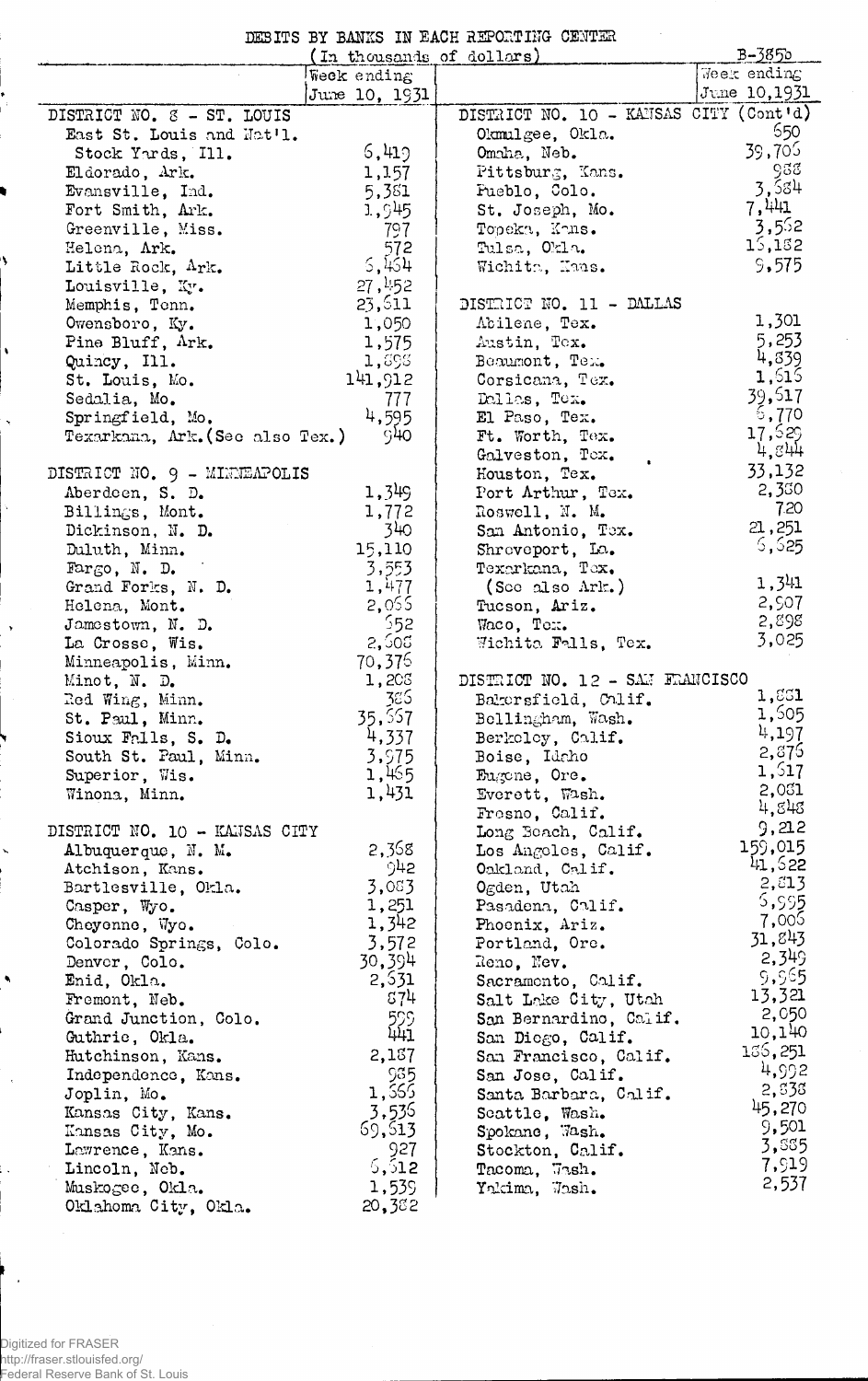# DEBITS BY BANKS IN EACH REPORTING CENTER

(In thousands of dollars)

B-385b

| | Week ending June 10, 1931 | | Week ending June 10, 1931 |
|---|---|---|---|
| **DISTRICT NO. 8 - ST. LOUIS** | | **DISTRICT NO. 10 - KANSAS CITY (Cont'd)** | |
| East St. Louis and Nat'l. Stock Yards, Ill. | 6,419 | Okmulgee, Okla. | 650 |
| Eldorado, Ark. | 1,157 | Omaha, Neb. | 39,706 |
| Evansville, Ind. | 5,381 | Pittsburg, Kans. | 988 |
| Fort Smith, Ark. | 1,945 | Pueblo, Colo. | 3,584 |
| Greenville, Miss. | 797 | St. Joseph, Mo. | 7,441 |
| Helena, Ark. | 572 | Topeka, Kans. | 3,562 |
| Little Rock, Ark. | 6,464 | Tulsa, Okla. | 16,182 |
| Louisville, Ky. | 27,452 | Wichita, Kans. | 9,575 |
| Memphis, Tenn. | 23,611 | **DISTRICT NO. 11 - DALLAS** | |
| Owensboro, Ky. | 1,050 | Abilene, Tex. | 1,301 |
| Pine Bluff, Ark. | 1,575 | Austin, Tex. | 5,253 |
| Quincy, Ill. | 1,698 | Beaumont, Tex. | 4,839 |
| St. Louis, Mo. | 141,912 | Corsicana, Tex. | 1,616 |
| Sedalia, Mo. | 777 | Dallas, Tex. | 39,617 |
| Springfield, Mo. | 4,595 | El Paso, Tex. | 6,770 |
| Texarkana, Ark. (See also Tex.) | 940 | Ft. Worth, Tex. | 17,629 |
| | | Galveston, Tex. | 4,844 |
| **DISTRICT NO. 9 - MINNEAPOLIS** | | Houston, Tex. | 33,132 |
| Aberdeen, S. D. | 1,349 | Port Arthur, Tex. | 2,380 |
| Billings, Mont. | 1,772 | Roswell, N. M. | 720 |
| Dickinson, N. D. | 340 | San Antonio, Tex. | 21,251 |
| Duluth, Minn. | 15,110 | Shreveport, La. | 6,625 |
| Fargo, N. D. | 3,553 | Texarkana, Tex. (See also Ark.) | 1,341 |
| Grand Forks, N. D. | 1,477 | Tucson, Ariz. | 2,907 |
| Helena, Mont. | 2,066 | Waco, Tex. | 2,898 |
| Jamestown, N. D. | 652 | Wichita Falls, Tex. | 3,025 |
| La Crosse, Wis. | 2,608 | | |
| Minneapolis, Minn. | 70,376 | **DISTRICT NO. 12 - SAN FRANCISCO** | |
| Minot, N. D. | 1,208 | Bakersfield, Calif. | 1,881 |
| Red Wing, Minn. | 386 | Bellingham, Wash. | 1,605 |
| St. Paul, Minn. | 35,667 | Berkeley, Calif. | 4,197 |
| Sioux Falls, S. D. | 4,337 | Boise, Idaho | 2,876 |
| South St. Paul, Minn. | 3,975 | Eugene, Ore. | 1,617 |
| Superior, Wis. | 1,465 | Everett, Wash. | 2,081 |
| Winona, Minn. | 1,431 | Fresno, Calif. | 4,848 |
| **DISTRICT NO. 10 - KANSAS CITY** | | Long Beach, Calif. | 9,212 |
| Albuquerque, N. M. | 2,368 | Los Angeles, Calif. | 159,015 |
| Atchison, Kans. | 942 | Oakland, Calif. | 41,622 |
| Bartlesville, Okla. | 3,083 | Ogden, Utah | 2,813 |
| Casper, Wyo. | 1,251 | Pasadena, Calif. | 6,995 |
| Cheyenne, Wyo. | 1,342 | Phoenix, Ariz. | 7,006 |
| Colorado Springs, Colo. | 3,572 | Portland, Ore. | 31,843 |
| Denver, Colo. | 30,394 | Reno, Nev. | 2,349 |
| Enid, Okla. | 2,631 | Sacramento, Calif. | 9,965 |
| Fremont, Neb. | 874 | Salt Lake City, Utah | 13,321 |
| Grand Junction, Colo. | 599 | San Bernardino, Calif. | 2,050 |
| Guthrie, Okla. | 441 | San Diego, Calif. | 10,140 |
| Hutchinson, Kans. | 2,187 | San Francisco, Calif. | 186,251 |
| Independence, Kans. | 985 | San Jose, Calif. | 4,992 |
| Joplin, Mo. | 1,666 | Santa Barbara, Calif. | 2,838 |
| Kansas City, Kans. | 3,536 | Seattle, Wash. | 45,270 |
| Kansas City, Mo. | 69,613 | Spokane, Wash. | 9,501 |
| Lawrence, Kans. | 927 | Stockton, Calif. | 3,885 |
| Lincoln, Neb. | 6,612 | Tacoma, Wash. | 7,919 |
| Muskogee, Okla. | 1,539 | Yakima, Wash. | 2,537 |
| Oklahoma City, Okla. | 20,382 | | |